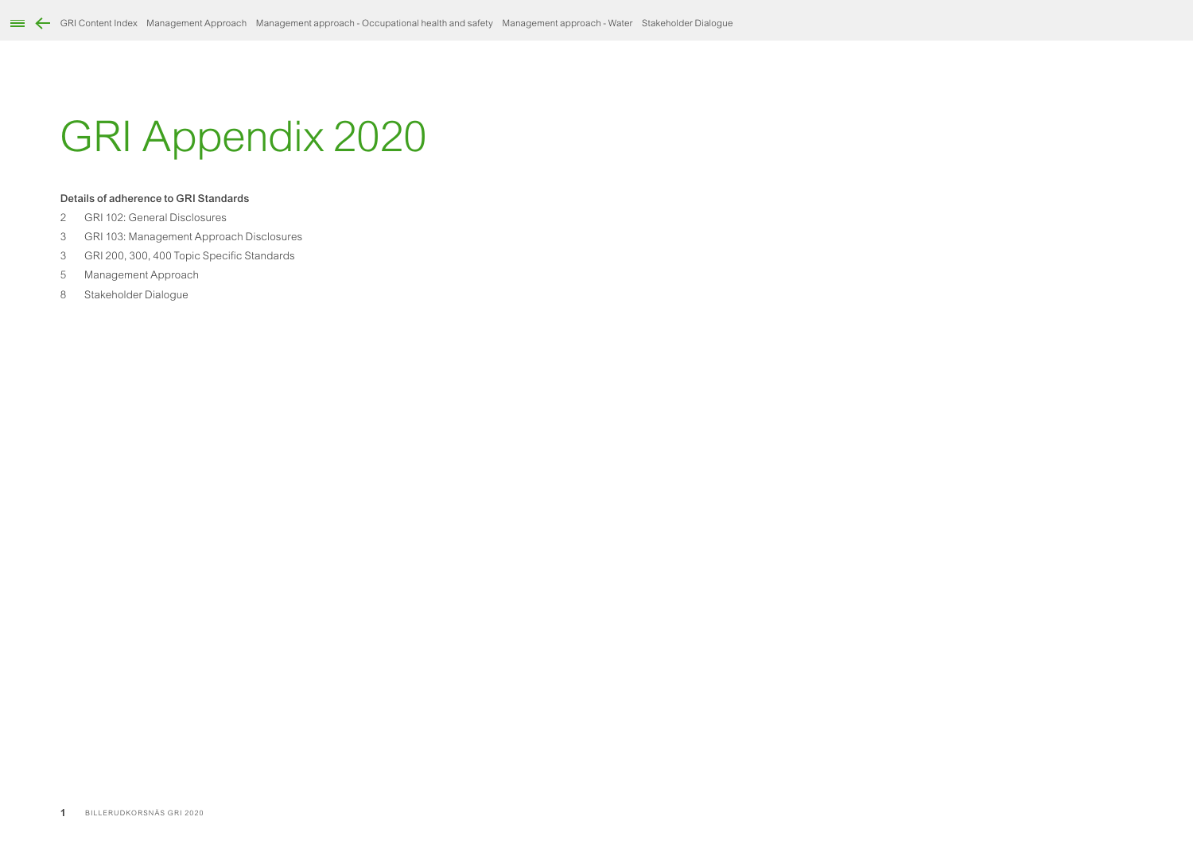# GRI Appendix 2020

**Details of adherence to GRI Standards**

| | |
|---|---|
| 2 | GRI 102: General Disclosures |
| 3 | GRI 103: Management Approach Disclosures |
| 3 | GRI 200, 300, 400 Topic Specific Standards |
| 5 | Management Approach |
| 8 | Stakeholder Dialogue |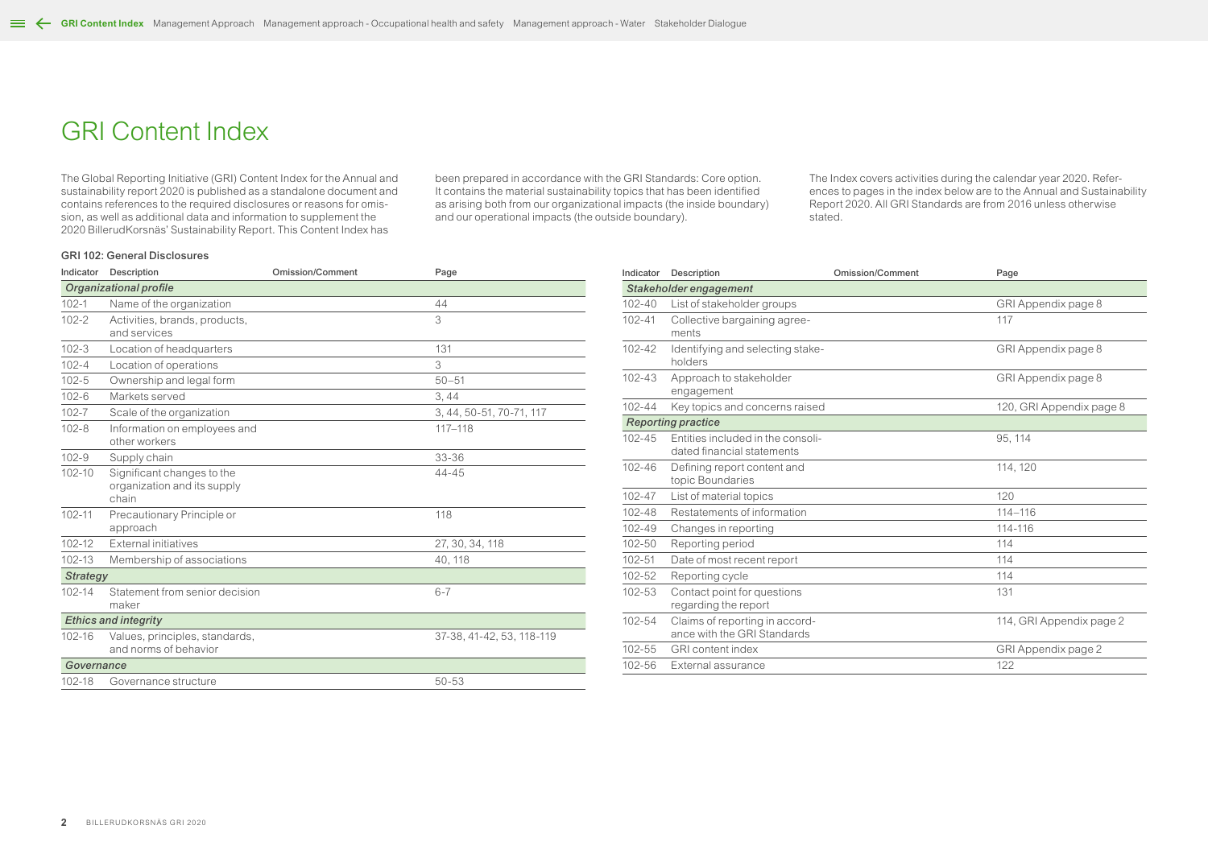# GRI Content Index

The Global Reporting Initiative (GRI) Content Index for the Annual and sustainability report 2020 is published as a standalone document and contains references to the required disclosures or reasons for omission, as well as additional data and information to supplement the 2020 BillerudKorsnäs' Sustainability Report. This Content Index has been prepared in accordance with the GRI Standards: Core option. It contains the material sustainability topics that has been identified as arising both from our organizational impacts (the inside boundary) and our operational impacts (the outside boundary).

The Index covers activities during the calendar year 2020. References to pages in the index below are to the Annual and Sustainability Report 2020. All GRI Standards are from 2016 unless otherwise stated.

### GRI 102: General Disclosures

| Indicator | Description | Omission/Comment | Page |
|---|---|---|---|
| *Organizational profile* | | | |
| 102-1 | Name of the organization | | 44 |
| 102-2 | Activities, brands, products, and services | | 3 |
| 102-3 | Location of headquarters | | 131 |
| 102-4 | Location of operations | | 3 |
| 102-5 | Ownership and legal form | | 50–51 |
| 102-6 | Markets served | | 3, 44 |
| 102-7 | Scale of the organization | | 3, 44, 50-51, 70-71, 117 |
| 102-8 | Information on employees and other workers | | 117–118 |
| 102-9 | Supply chain | | 33-36 |
| 102-10 | Significant changes to the organization and its supply chain | | 44-45 |
| 102-11 | Precautionary Principle or approach | | 118 |
| 102-12 | External initiatives | | 27, 30, 34, 118 |
| 102-13 | Membership of associations | | 40, 118 |
| *Strategy* | | | |
| 102-14 | Statement from senior decision maker | | 6-7 |
| *Ethics and integrity* | | | |
| 102-16 | Values, principles, standards, and norms of behavior | | 37-38, 41-42, 53, 118-119 |
| *Governance* | | | |
| 102-18 | Governance structure | | 50-53 |
| *Stakeholder engagement* | | | |
| 102-40 | List of stakeholder groups | | GRI Appendix page 8 |
| 102-41 | Collective bargaining agreements | | 117 |
| 102-42 | Identifying and selecting stakeholders | | GRI Appendix page 8 |
| 102-43 | Approach to stakeholder engagement | | GRI Appendix page 8 |
| 102-44 | Key topics and concerns raised | | 120, GRI Appendix page 8 |
| *Reporting practice* | | | |
| 102-45 | Entities included in the consolidated financial statements | | 95, 114 |
| 102-46 | Defining report content and topic Boundaries | | 114, 120 |
| 102-47 | List of material topics | | 120 |
| 102-48 | Restatements of information | | 114–116 |
| 102-49 | Changes in reporting | | 114-116 |
| 102-50 | Reporting period | | 114 |
| 102-51 | Date of most recent report | | 114 |
| 102-52 | Reporting cycle | | 114 |
| 102-53 | Contact point for questions regarding the report | | 131 |
| 102-54 | Claims of reporting in accordance with the GRI Standards | | 114, GRI Appendix page 2 |
| 102-55 | GRI content index | | GRI Appendix page 2 |
| 102-56 | External assurance | | 122 |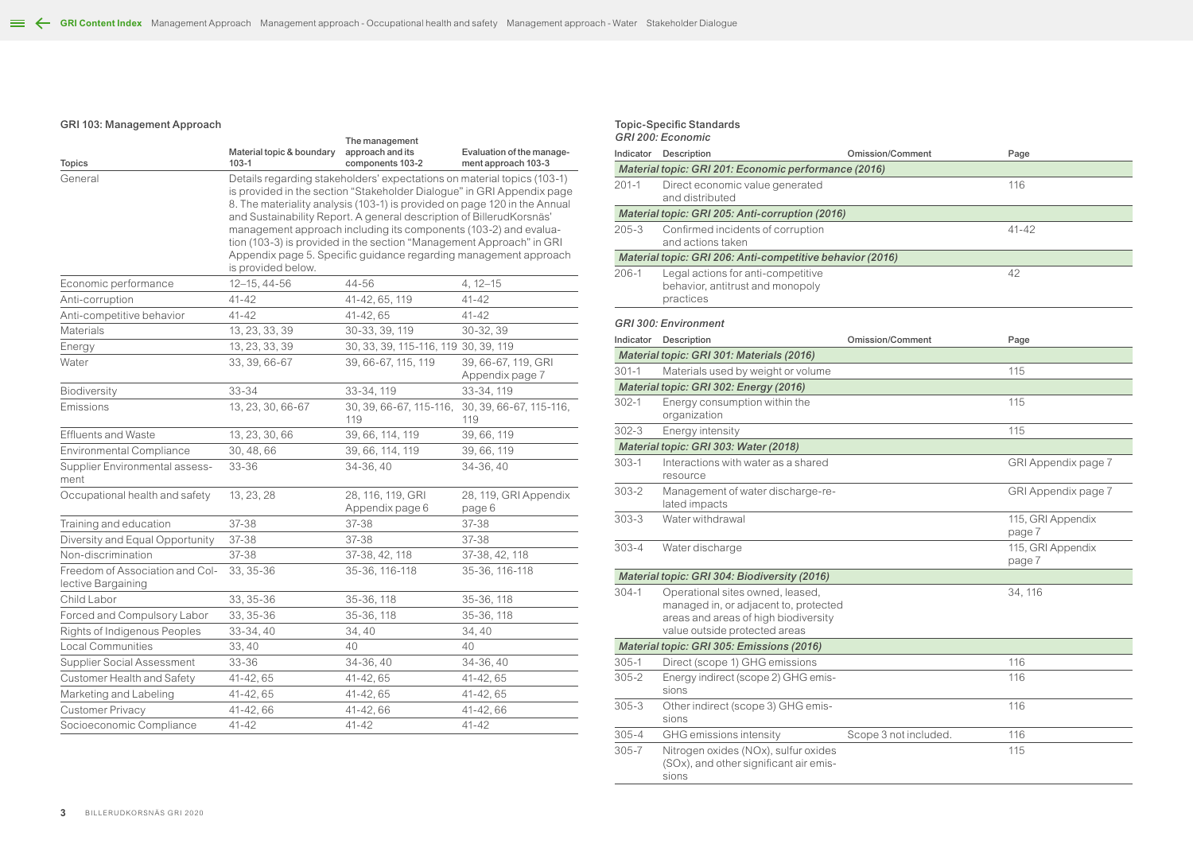## GRI 103: Management Approach

| Topics | Material topic & boundary 103-1 | The management approach and its components 103-2 | Evaluation of the management approach 103-3 |
|---|---|---|---|
| General | Details regarding stakeholders' expectations on material topics (103-1) is provided in the section "Stakeholder Dialogue" in GRI Appendix page 8. The materiality analysis (103-1) is provided on page 120 in the Annual and Sustainability Report. A general description of BillerudKorsnäs' management approach including its components (103-2) and evaluation (103-3) is provided in the section "Management Approach" in GRI Appendix page 5. Specific guidance regarding management approach is provided below. | | |
| Economic performance | 12–15, 44-56 | 44-56 | 4, 12–15 |
| Anti-corruption | 41-42 | 41-42, 65, 119 | 41-42 |
| Anti-competitive behavior | 41-42 | 41-42, 65 | 41-42 |
| Materials | 13, 23, 33, 39 | 30-33, 39, 119 | 30-32, 39 |
| Energy | 13, 23, 33, 39 | 30, 33, 39, 115-116, 119 | 30, 39, 119 |
| Water | 33, 39, 66-67 | 39, 66-67, 115, 119 | 39, 66-67, 119, GRI Appendix page 7 |
| Biodiversity | 33-34 | 33-34, 119 | 33-34, 119 |
| Emissions | 13, 23, 30, 66-67 | 30, 39, 66-67, 115-116, 119 | 30, 39, 66-67, 115-116, 119 |
| Effluents and Waste | 13, 23, 30, 66 | 39, 66, 114, 119 | 39, 66, 119 |
| Environmental Compliance | 30, 48, 66 | 39, 66, 114, 119 | 39, 66, 119 |
| Supplier Environmental assessment | 33-36 | 34-36, 40 | 34-36, 40 |
| Occupational health and safety | 13, 23, 28 | 28, 116, 119, GRI Appendix page 6 | 28, 119, GRI Appendix page 6 |
| Training and education | 37-38 | 37-38 | 37-38 |
| Diversity and Equal Opportunity | 37-38 | 37-38 | 37-38 |
| Non-discrimination | 37-38 | 37-38, 42, 118 | 37-38, 42, 118 |
| Freedom of Association and Collective Bargaining | 33, 35-36 | 35-36, 116-118 | 35-36, 116-118 |
| Child Labor | 33, 35-36 | 35-36, 118 | 35-36, 118 |
| Forced and Compulsory Labor | 33, 35-36 | 35-36, 118 | 35-36, 118 |
| Rights of Indigenous Peoples | 33-34, 40 | 34, 40 | 34, 40 |
| Local Communities | 33, 40 | 40 | 40 |
| Supplier Social Assessment | 33-36 | 34-36, 40 | 34-36, 40 |
| Customer Health and Safety | 41-42, 65 | 41-42, 65 | 41-42, 65 |
| Marketing and Labeling | 41-42, 65 | 41-42, 65 | 41-42, 65 |
| Customer Privacy | 41-42, 66 | 41-42, 66 | 41-42, 66 |
| Socioeconomic Compliance | 41-42 | 41-42 | 41-42 |

## Topic-Specific Standards

### *GRI 200: Economic*

| Indicator | Description | Omission/Comment | Page |
|---|---|---|---|
| ***Material topic: GRI 201: Economic performance (2016)*** | | | |
| 201-1 | Direct economic value generated and distributed | | 116 |
| ***Material topic: GRI 205: Anti-corruption (2016)*** | | | |
| 205-3 | Confirmed incidents of corruption and actions taken | | 41-42 |
| ***Material topic: GRI 206: Anti-competitive behavior (2016)*** | | | |
| 206-1 | Legal actions for anti-competitive behavior, antitrust and monopoly practices | | 42 |

### *GRI 300: Environment*

| Indicator | Description | Omission/Comment | Page |
|---|---|---|---|
| ***Material topic: GRI 301: Materials (2016)*** | | | |
| 301-1 | Materials used by weight or volume | | 115 |
| ***Material topic: GRI 302: Energy (2016)*** | | | |
| 302-1 | Energy consumption within the organization | | 115 |
| 302-3 | Energy intensity | | 115 |
| ***Material topic: GRI 303: Water (2018)*** | | | |
| 303-1 | Interactions with water as a shared resource | | GRI Appendix page 7 |
| 303-2 | Management of water discharge-related impacts | | GRI Appendix page 7 |
| 303-3 | Water withdrawal | | 115, GRI Appendix page 7 |
| 303-4 | Water discharge | | 115, GRI Appendix page 7 |
| ***Material topic: GRI 304: Biodiversity (2016)*** | | | |
| 304-1 | Operational sites owned, leased, managed in, or adjacent to, protected areas and areas of high biodiversity value outside protected areas | | 34, 116 |
| ***Material topic: GRI 305: Emissions (2016)*** | | | |
| 305-1 | Direct (scope 1) GHG emissions | | 116 |
| 305-2 | Energy indirect (scope 2) GHG emissions | | 116 |
| 305-3 | Other indirect (scope 3) GHG emissions | | 116 |
| 305-4 | GHG emissions intensity | Scope 3 not included. | 116 |
| 305-7 | Nitrogen oxides (NOx), sulfur oxides (SOx), and other significant air emissions | | 115 |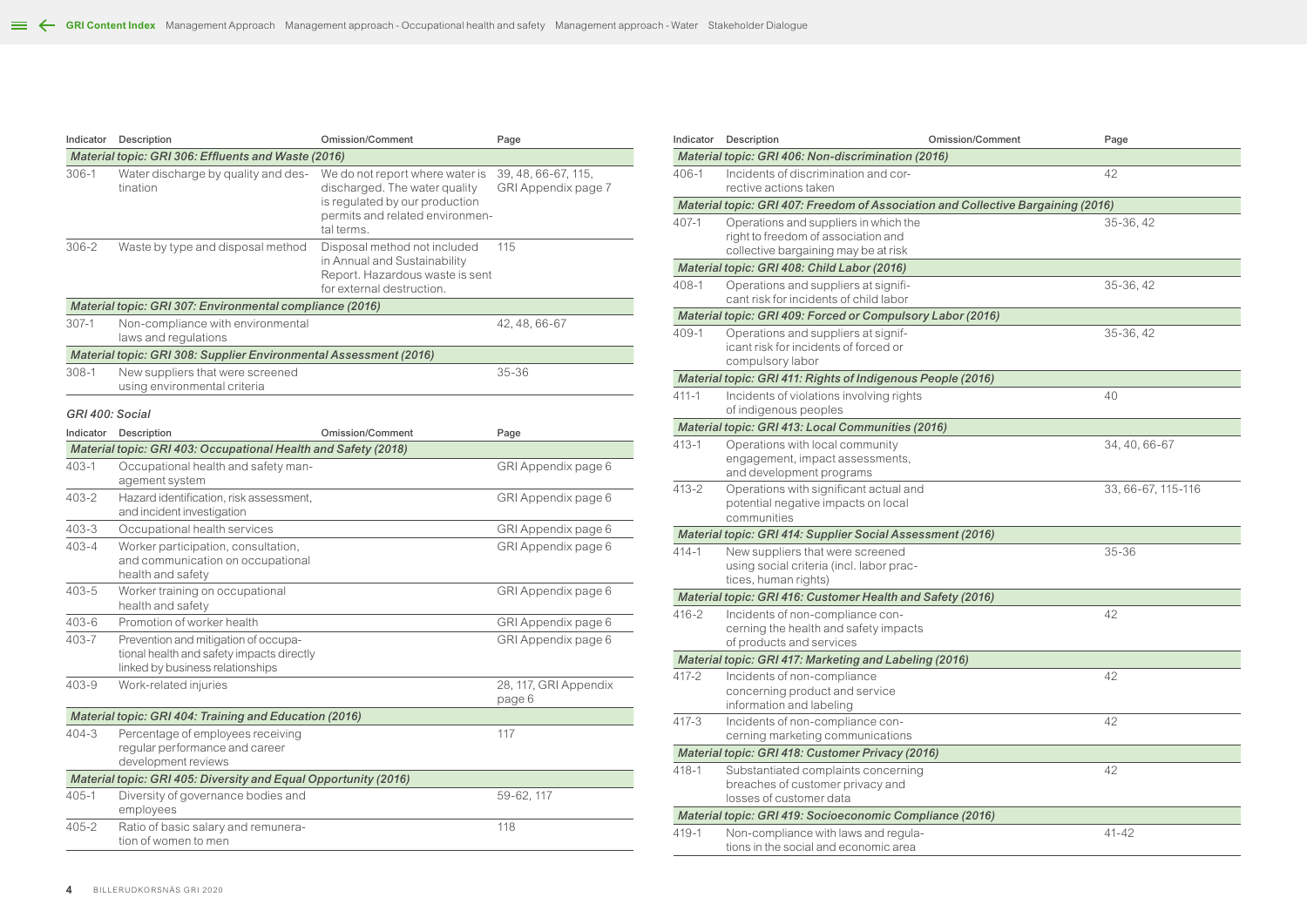| Indicator | Description | Omission/Comment | Page |
|---|---|---|---|
| *Material topic: GRI 306: Effluents and Waste (2016)* | | | |
| 306-1 | Water discharge by quality and destination | We do not report where water is discharged. The water quality is regulated by our production permits and related environmental terms. | 39, 48, 66-67, 115, GRI Appendix page 7 |
| 306-2 | Waste by type and disposal method | Disposal method not included in Annual and Sustainability Report. Hazardous waste is sent for external destruction. | 115 |
| *Material topic: GRI 307: Environmental compliance (2016)* | | | |
| 307-1 | Non-compliance with environmental laws and regulations | | 42, 48, 66-67 |
| *Material topic: GRI 308: Supplier Environmental Assessment (2016)* | | | |
| 308-1 | New suppliers that were screened using environmental criteria | | 35-36 |

*GRI 400: Social*

| Indicator | Description | Omission/Comment | Page |
|---|---|---|---|
| *Material topic: GRI 403: Occupational Health and Safety (2018)* | | | |
| 403-1 | Occupational health and safety management system | | GRI Appendix page 6 |
| 403-2 | Hazard identification, risk assessment, and incident investigation | | GRI Appendix page 6 |
| 403-3 | Occupational health services | | GRI Appendix page 6 |
| 403-4 | Worker participation, consultation, and communication on occupational health and safety | | GRI Appendix page 6 |
| 403-5 | Worker training on occupational health and safety | | GRI Appendix page 6 |
| 403-6 | Promotion of worker health | | GRI Appendix page 6 |
| 403-7 | Prevention and mitigation of occupational health and safety impacts directly linked by business relationships | | GRI Appendix page 6 |
| 403-9 | Work-related injuries | | 28, 117, GRI Appendix page 6 |
| *Material topic: GRI 404: Training and Education (2016)* | | | |
| 404-3 | Percentage of employees receiving regular performance and career development reviews | | 117 |
| *Material topic: GRI 405: Diversity and Equal Opportunity (2016)* | | | |
| 405-1 | Diversity of governance bodies and employees | | 59-62, 117 |
| 405-2 | Ratio of basic salary and remuneration of women to men | | 118 |

| Indicator | Description | Omission/Comment | Page |
|---|---|---|---|
| *Material topic: GRI 406: Non-discrimination (2016)* | | | |
| 406-1 | Incidents of discrimination and corrective actions taken | | 42 |
| *Material topic: GRI 407: Freedom of Association and Collective Bargaining (2016)* | | | |
| 407-1 | Operations and suppliers in which the right to freedom of association and collective bargaining may be at risk | | 35-36, 42 |
| *Material topic: GRI 408: Child Labor (2016)* | | | |
| 408-1 | Operations and suppliers at significant risk for incidents of child labor | | 35-36, 42 |
| *Material topic: GRI 409: Forced or Compulsory Labor (2016)* | | | |
| 409-1 | Operations and suppliers at significant risk for incidents of forced or compulsory labor | | 35-36, 42 |
| *Material topic: GRI 411: Rights of Indigenous People (2016)* | | | |
| 411-1 | Incidents of violations involving rights of indigenous peoples | | 40 |
| *Material topic: GRI 413: Local Communities (2016)* | | | |
| 413-1 | Operations with local community engagement, impact assessments, and development programs | | 34, 40, 66-67 |
| 413-2 | Operations with significant actual and potential negative impacts on local communities | | 33, 66-67, 115-116 |
| *Material topic: GRI 414: Supplier Social Assessment (2016)* | | | |
| 414-1 | New suppliers that were screened using social criteria (incl. labor practices, human rights) | | 35-36 |
| *Material topic: GRI 416: Customer Health and Safety (2016)* | | | |
| 416-2 | Incidents of non-compliance concerning the health and safety impacts of products and services | | 42 |
| *Material topic: GRI 417: Marketing and Labeling (2016)* | | | |
| 417-2 | Incidents of non-compliance concerning product and service information and labeling | | 42 |
| 417-3 | Incidents of non-compliance concerning marketing communications | | 42 |
| *Material topic: GRI 418: Customer Privacy (2016)* | | | |
| 418-1 | Substantiated complaints concerning breaches of customer privacy and losses of customer data | | 42 |
| *Material topic: GRI 419: Socioeconomic Compliance (2016)* | | | |
| 419-1 | Non-compliance with laws and regulations in the social and economic area | | 41-42 |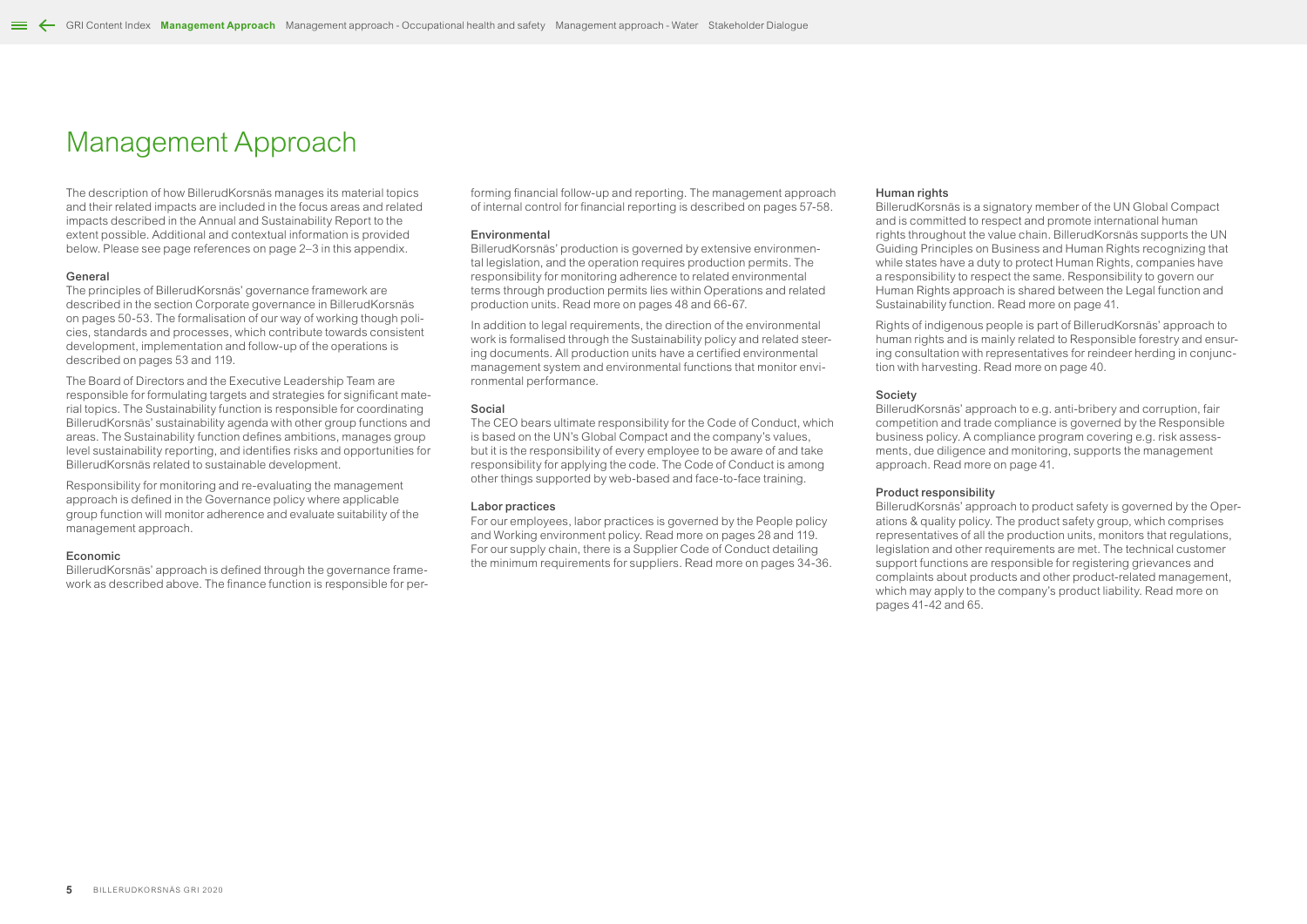# Management Approach

The description of how BillerudKorsnäs manages its material topics and their related impacts are included in the focus areas and related impacts described in the Annual and Sustainability Report to the extent possible. Additional and contextual information is provided below. Please see page references on page 2–3 in this appendix.

### General

The principles of BillerudKorsnäs' governance framework are described in the section Corporate governance in BillerudKorsnäs on pages 50-53. The formalisation of our way of working though policies, standards and processes, which contribute towards consistent development, implementation and follow-up of the operations is described on pages 53 and 119.

The Board of Directors and the Executive Leadership Team are responsible for formulating targets and strategies for significant material topics. The Sustainability function is responsible for coordinating BillerudKorsnäs' sustainability agenda with other group functions and areas. The Sustainability function defines ambitions, manages group level sustainability reporting, and identifies risks and opportunities for BillerudKorsnäs related to sustainable development.

Responsibility for monitoring and re-evaluating the management approach is defined in the Governance policy where applicable group function will monitor adherence and evaluate suitability of the management approach.

### Economic

BillerudKorsnäs' approach is defined through the governance framework as described above. The finance function is responsible for performing financial follow-up and reporting. The management approach of internal control for financial reporting is described on pages 57-58.

### Environmental

BillerudKorsnäs' production is governed by extensive environmental legislation, and the operation requires production permits. The responsibility for monitoring adherence to related environmental terms through production permits lies within Operations and related production units. Read more on pages 48 and 66-67.

In addition to legal requirements, the direction of the environmental work is formalised through the Sustainability policy and related steering documents. All production units have a certified environmental management system and environmental functions that monitor environmental performance.

### Social

The CEO bears ultimate responsibility for the Code of Conduct, which is based on the UN's Global Compact and the company's values, but it is the responsibility of every employee to be aware of and take responsibility for applying the code. The Code of Conduct is among other things supported by web-based and face-to-face training.

### Labor practices

For our employees, labor practices is governed by the People policy and Working environment policy. Read more on pages 28 and 119. For our supply chain, there is a Supplier Code of Conduct detailing the minimum requirements for suppliers. Read more on pages 34-36.

### Human rights

BillerudKorsnäs is a signatory member of the UN Global Compact and is committed to respect and promote international human rights throughout the value chain. BillerudKorsnäs supports the UN Guiding Principles on Business and Human Rights recognizing that while states have a duty to protect Human Rights, companies have a responsibility to respect the same. Responsibility to govern our Human Rights approach is shared between the Legal function and Sustainability function. Read more on page 41.

Rights of indigenous people is part of BillerudKorsnäs' approach to human rights and is mainly related to Responsible forestry and ensuring consultation with representatives for reindeer herding in conjunction with harvesting. Read more on page 40.

### Society

BillerudKorsnäs' approach to e.g. anti-bribery and corruption, fair competition and trade compliance is governed by the Responsible business policy. A compliance program covering e.g. risk assessments, due diligence and monitoring, supports the management approach. Read more on page 41.

### Product responsibility

BillerudKorsnäs' approach to product safety is governed by the Operations & quality policy. The product safety group, which comprises representatives of all the production units, monitors that regulations, legislation and other requirements are met. The technical customer support functions are responsible for registering grievances and complaints about products and other product-related management, which may apply to the company's product liability. Read more on pages 41-42 and 65.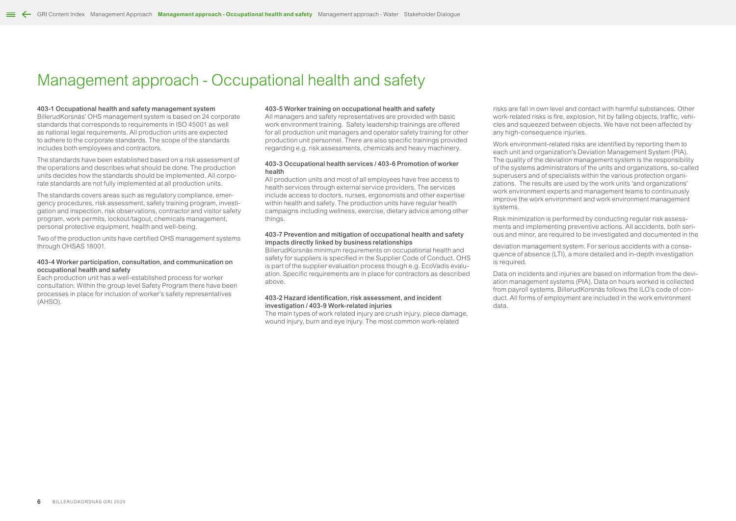# Management approach - Occupational health and safety

### 403-1 Occupational health and safety management system

BillerudKorsnäs' OHS management system is based on 24 corporate standards that corresponds to requirements in ISO 45001 as well as national legal requirements. All production units are expected to adhere to the corporate standards. The scope of the standards includes both employees and contractors.

The standards have been established based on a risk assessment of the operations and describes what should be done. The production units decides how the standards should be implemented. All corporate standards are not fully implemented at all production units.

The standards covers areas such as regulatory compliance, emergency procedures, risk assessment, safety training program, investigation and inspection, risk observations, contractor and visitor safety program, work permits, lockout/tagout, chemicals management, personal protective equipment, health and well-being.

Two of the production units have certified OHS management systems through OHSAS 18001.

### 403-4 Worker participation, consultation, and communication on occupational health and safety

Each production unit has a well-established process for worker consultation. Within the group level Safety Program there have been processes in place for inclusion of worker's safety representatives (AHSO).

### 403-5 Worker training on occupational health and safety

All managers and safety representatives are provided with basic work environment training. Safety leadership trainings are offered for all production unit managers and operator safety training for other production unit personnel. There are also specific trainings provided regarding e.g. risk assessments, chemicals and heavy machinery.

### 403-3 Occupational health services / 403-6 Promotion of worker health

All production units and most of all employees have free access to health services through external service providers. The services include access to doctors, nurses, ergonomists and other expertise within health and safety. The production units have regular health campaigns including wellness, exercise, dietary advice among other things.

### 403-7 Prevention and mitigation of occupational health and safety impacts directly linked by business relationships

BillerudKorsnäs minimum requirements on occupational health and safety for suppliers is specified in the Supplier Code of Conduct. OHS is part of the supplier evaluation process though e.g. EcoVadis evaluation. Specific requirements are in place for contractors as described above.

### 403-2 Hazard identification, risk assessment, and incident investigation / 403-9 Work-related injuries

The main types of work related injury are crush injury, piece damage, wound injury, burn and eye injury. The most common work-related risks are fall in own level and contact with harmful substances. Other work-related risks is fire, explosion, hit by falling objects, traffic, vehicles and squeezed between objects. We have not been affected by any high-consequence injuries.

Work environment-related risks are identified by reporting them to each unit and organization's Deviation Management System (PIA). The quality of the deviation management system is the responsibility of the systems administrators of the units and organizations, so-called superusers and of specialists within the various protection organizations. The results are used by the work units 'and organizations' work environment experts and management teams to continuously improve the work environment and work environment management systems.

Risk minimization is performed by conducting regular risk assessments and implementing preventive actions. All accidents, both serious and minor, are required to be investigated and documented in the

deviation management system. For serious accidents with a consequence of absence (LTI), a more detailed and in-depth investigation is required.

Data on incidents and injuries are based on information from the deviation management systems (PIA). Data on hours worked is collected from payroll systems. BillerudKorsnäs follows the ILO's code of conduct. All forms of employment are included in the work environment data.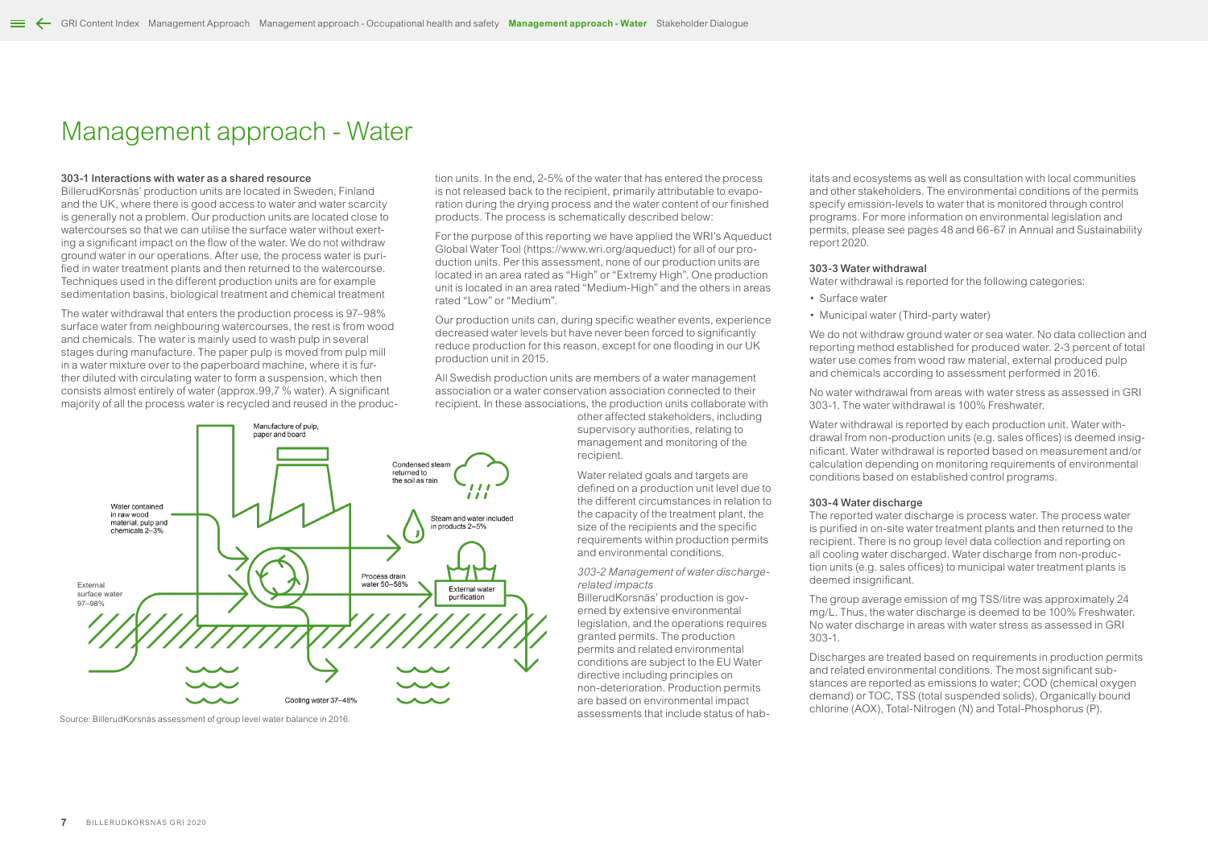# Management approach - Water

### 303-1 Interactions with water as a shared resource

BillerudKorsnäs' production units are located in Sweden, Finland and the UK, where there is good access to water and water scarcity is generally not a problem. Our production units are located close to watercourses so that we can utilise the surface water without exerting a significant impact on the flow of the water. We do not withdraw ground water in our operations. After use, the process water is purified in water treatment plants and then returned to the watercourse. Techniques used in the different production units are for example sedimentation basins, biological treatment and chemical treatment

The water withdrawal that enters the production process is 97–98% surface water from neighbouring watercourses, the rest is from wood and chemicals. The water is mainly used to wash pulp in several stages during manufacture. The paper pulp is moved from pulp mill in a water mixture over to the paperboard machine, where it is further diluted with circulating water to form a suspension, which then consists almost entirely of water (approx.99,7 % water). A significant majority of all the process water is recycled and reused in the production units. In the end, 2-5% of the water that has entered the process is not released back to the recipient, primarily attributable to evaporation during the drying process and the water content of our finished products. The process is schematically described below:

Manufacture of pulp, paper and board

Water contained in raw wood material, pulp and chemicals 2–3%

External surface water 97–98%

Condensed steam returned to the soil as rain

Steam and water included in products 2–5%

Process drain water 50–58%

External water purification

Cooling water 37–48%

Source: BillerudKorsnäs assessment of group level water balance in 2016.

For the purpose of this reporting we have applied the WRI's Aqueduct Global Water Tool (https://www.wri.org/aqueduct) for all of our production units. Per this assessment, none of our production units are located in an area rated as "High" or "Extremy High". One production unit is located in an area rated "Medium-High" and the others in areas rated "Low" or "Medium".

Our production units can, during specific weather events, experience decreased water levels but have never been forced to significantly reduce production for this reason, except for one flooding in our UK production unit in 2015.

All Swedish production units are members of a water management association or a water conservation association connected to their recipient. In these associations, the production units collaborate with other affected stakeholders, including supervisory authorities, relating to management and monitoring of the recipient.

Water related goals and targets are defined on a production unit level due to the different circumstances in relation to the capacity of the treatment plant, the size of the recipients and the specific requirements within production permits and environmental conditions.

*303-2 Management of water discharge-related impacts*

BillerudKorsnäs' production is governed by extensive environmental legislation, and the operations requires granted permits. The production permits and related environmental conditions are subject to the EU Water directive including principles on non-deterioration. Production permits are based on environmental impact assessments that include status of habitats and ecosystems as well as consultation with local communities and other stakeholders. The environmental conditions of the permits specify emission-levels to water that is monitored through control programs. For more information on environmental legislation and permits, please see pages 48 and 66-67 in Annual and Sustainability report 2020.

### 303-3 Water withdrawal

Water withdrawal is reported for the following categories:

- Surface water
- Municipal water (Third-party water)

We do not withdraw ground water or sea water. No data collection and reporting method established for produced water. 2-3 percent of total water use comes from wood raw material, external produced pulp and chemicals according to assessment performed in 2016.

No water withdrawal from areas with water stress as assessed in GRI 303-1. The water withdrawal is 100% Freshwater.

Water withdrawal is reported by each production unit. Water withdrawal from non-production units (e.g. sales offices) is deemed insignificant. Water withdrawal is reported based on measurement and/or calculation depending on monitoring requirements of environmental conditions based on established control programs.

### 303-4 Water discharge

The reported water discharge is process water. The process water is purified in on-site water treatment plants and then returned to the recipient. There is no group level data collection and reporting on all cooling water discharged. Water discharge from non-production units (e.g. sales offices) to municipal water treatment plants is deemed insignificant.

The group average emission of mg TSS/litre was approximately 24 mg/L. Thus, the water discharge is deemed to be 100% Freshwater. No water discharge in areas with water stress as assessed in GRI 303-1.

Discharges are treated based on requirements in production permits and related environmental conditions. The most significant substances are reported as emissions to water; COD (chemical oxygen demand) or TOC, TSS (total suspended solids), Organically bound chlorine (AOX), Total-Nitrogen (N) and Total-Phosphorus (P).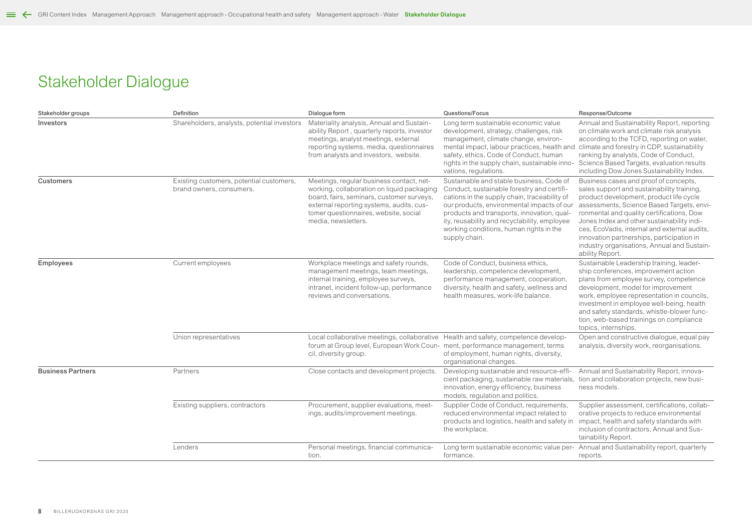# Stakeholder Dialogue

| Stakeholder groups | Definition | Dialogue form | Questions/Focus | Response/Outcome |
|---|---|---|---|---|
| **Investors** | Shareholders, analysts, potential investors | Materiality analysis, Annual and Sustainability Report , quarterly reports, investor meetings, analyst meetings, external reporting systems, media, questionnaires from analysts and investors, website. | Long term sustainable economic value development, strategy, challenges, risk management, climate change, environmental impact, labour practices, health and safety, ethics, Code of Conduct, human rights in the supply chain, sustainable innovations, regulations. | Annual and Sustainability Report, reporting on climate work and climate risk analysis according to the TCFD, reporting on water, climate and forestry in CDP, sustainability ranking by analysts, Code of Conduct, Science Based Targets, evaluation results including Dow Jones Sustainability Index. |
| **Customers** | Existing customers, potential customers, brand owners, consumers. | Meetings, regular business contact, networking, collaboration on liquid packaging board, fairs, seminars, customer surveys, external reporting systems, audits, customer questionnaires, website, social media, newsletters. | Sustainable and stable business, Code of Conduct, sustainable forestry and certifications in the supply chain, traceability of our products and transports, innovation, quality, reusability and recyclability, employee working conditions, human rights in the supply chain. | Business cases and proof of concepts, sales support and sustainability training, product development, product life cycle assessments, Science Based Targets, environmental and quality certifications, Dow Jones Index and other sustainability indices, EcoVadis, internal and external audits, innovation partnerships, participation in industry organisations, Annual and Sustainability Report. |
| **Employees** | Current employees | Workplace meetings and safety rounds, management meetings, team meetings, internal training, employee surveys, intranet, incident follow-up, performance reviews and conversations. | Code of Conduct, business ethics, leadership, competence development, performance management, cooperation, diversity, health and safety, wellness and health measures, work-life balance. | Sustainable Leadership training, leadership conferences, improvement action plans from employee survey, competence development, model for improvement work, employee representation in councils, investment in employee well-being, health and safety standards, whistle-blower function, web-based trainings on compliance topics, internships. |
| | Union representatives | Local collaborative meetings, collaborative forum at Group level, European Work Council, diversity group. | Health and safety, competence development, performance management, terms of employment, human rights, diversity, organisational changes. | Open and constructive dialogue, equal pay analysis, diversity work, reorganisations. |
| **Business Partners** | Partners | Close contacts and development projects. | Developing sustainable and resource-efficient packaging, sustainable raw materials, innovation, energy efficiency, business models, regulation and politics. | Annual and Sustainability Report, innovation and collaboration projects, new business models. |
| | Existing suppliers, contractors | Procurement, supplier evaluations, meetings, audits/improvement meetings. | Supplier Code of Conduct, requirements, reduced environmental impact related to products and logistics, health and safety in the workplace. | Supplier assessment, certifications, collaborative projects to reduce environmental impact, health and safety standards with inclusion of contractors, Annual and Sustainability Report. |
| | Lenders | Personal meetings, financial communication. | Long term sustainable economic value performance. | Annual and Sustainability report, quarterly reports. |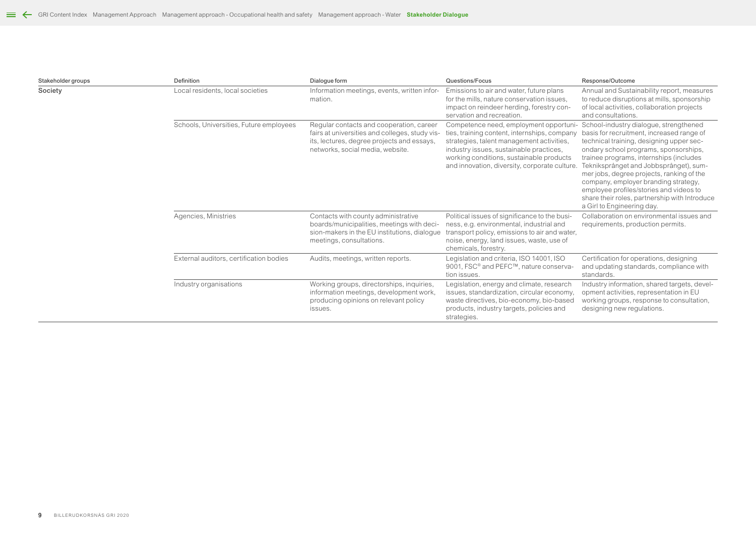| Stakeholder groups | Definition | Dialogue form | Questions/Focus | Response/Outcome |
| --- | --- | --- | --- | --- |
| Society | Local residents, local societies | Information meetings, events, written information. | Emissions to air and water, future plans for the mills, nature conservation issues, impact on reindeer herding, forestry conservation and recreation. | Annual and Sustainability report, measures to reduce disruptions at mills, sponsorship of local activities, collaboration projects and consultations. |
| | Schools, Universities, Future employees | Regular contacts and cooperation, career fairs at universities and colleges, study visits, lectures, degree projects and essays, networks, social media, website. | Competence need, employment opportunities, training content, internships, company strategies, talent management activities, industry issues, sustainable practices, working conditions, sustainable products and innovation, diversity, corporate culture. | School-industry dialogue, strengthened basis for recruitment, increased range of technical training, designing upper secondary school programs, sponsorships, trainee programs, internships (includes Tekniksprånget and Jobbsprånget), summer jobs, degree projects, ranking of the company, employer branding strategy, employee profiles/stories and videos to share their roles, partnership with Introduce a Girl to Engineering day. |
| | Agencies, Ministries | Contacts with county administrative boards/municipalities, meetings with decision-makers in the EU institutions, dialogue meetings, consultations. | Political issues of significance to the business, e.g. environmental, industrial and transport policy, emissions to air and water, noise, energy, land issues, waste, use of chemicals, forestry. | Collaboration on environmental issues and requirements, production permits. |
| | External auditors, certification bodies | Audits, meetings, written reports. | Legislation and criteria, ISO 14001, ISO 9001, FSC® and PEFC™, nature conservation issues. | Certification for operations, designing and updating standards, compliance with standards. |
| | Industry organisations | Working groups, directorships, inquiries, information meetings, development work, producing opinions on relevant policy issues. | Legislation, energy and climate, research issues, standardization, circular economy, waste directives, bio-economy, bio-based products, industry targets, policies and strategies. | Industry information, shared targets, development activities, representation in EU working groups, response to consultation, designing new regulations. |